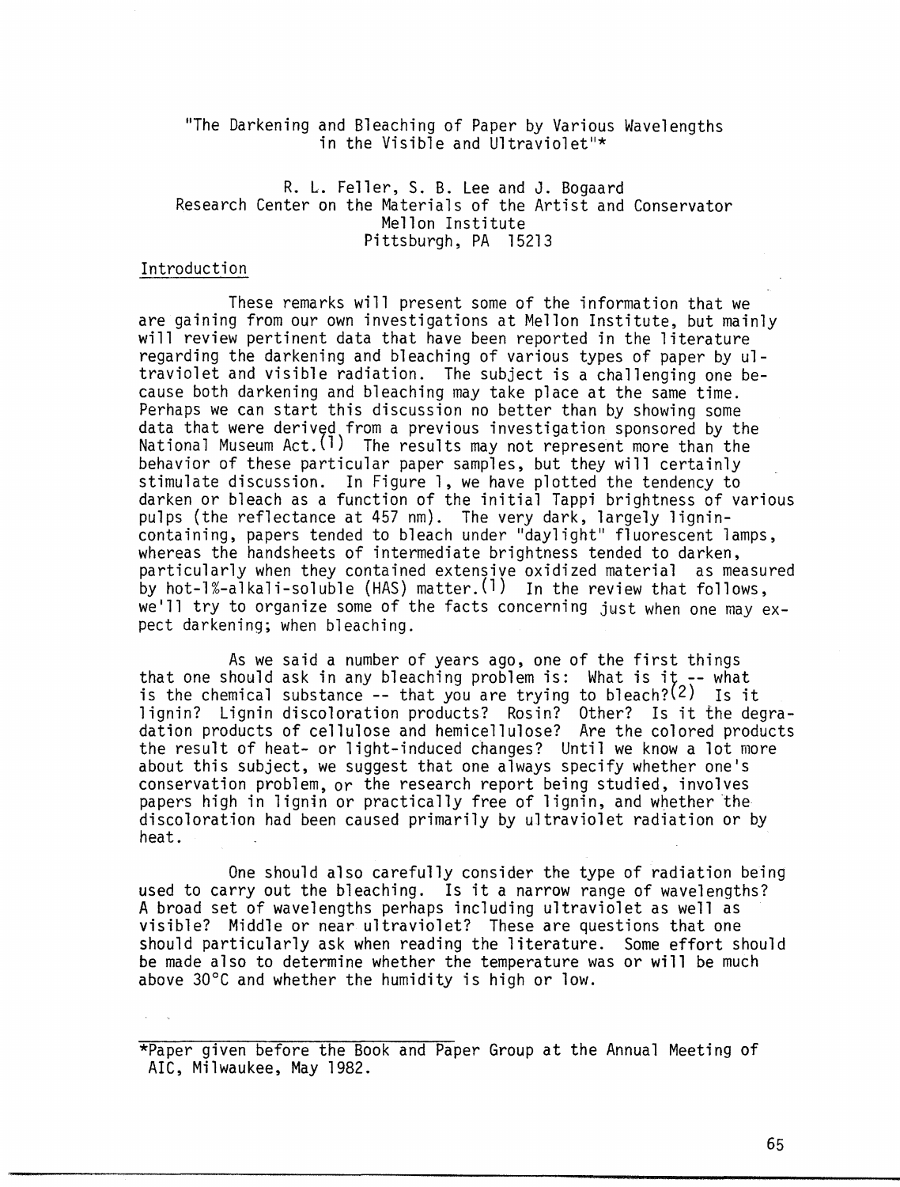# "The Darkening and Bleaching of Paper by Various Wavelengths in the Visible and Ultraviolet"*

R. L. Feller, S. B. Lee and J. Bogaard
Research Center on the Materials of the Artist and Conservator
Mellon Institute
Pittsburgh, PA 15213

## Introduction

These remarks will present some of the information that we are gaining from our own investigations at Mellon Institute, but mainly will review pertinent data that have been reported in the literature regarding the darkening and bleaching of various types of paper by ultraviolet and visible radiation. The subject is a challenging one because both darkening and bleaching may take place at the same time. Perhaps we can start this discussion no better than by showing some data that were derived from a previous investigation sponsored by the National Museum Act.[1] The results may not represent more than the behavior of these particular paper samples, but they will certainly stimulate discussion. In Figure 1, we have plotted the tendency to darken or bleach as a function of the initial Tappi brightness of various pulps (the reflectance at 457 nm). The very dark, largely lignin-containing, papers tended to bleach under "daylight" fluorescent lamps, whereas the handsheets of intermediate brightness tended to darken, particularly when they contained extensive oxidized material as measured by hot-1%-alkali-soluble (HAS) matter.[1] In the review that follows, we'll try to organize some of the facts concerning just when one may expect darkening; when bleaching.

As we said a number of years ago, one of the first things that one should ask in any bleaching problem is: What is it -- what is the chemical substance -- that you are trying to bleach?[2] Is it lignin? Lignin discoloration products? Rosin? Other? Is it the degradation products of cellulose and hemicellulose? Are the colored products the result of heat- or light-induced changes? Until we know a lot more about this subject, we suggest that one always specify whether one's conservation problem, or the research report being studied, involves papers high in lignin or practically free of lignin, and whether the discoloration had been caused primarily by ultraviolet radiation or by heat.

One should also carefully consider the type of radiation being used to carry out the bleaching. Is it a narrow range of wavelengths? A broad set of wavelengths perhaps including ultraviolet as well as visible? Middle or near ultraviolet? These are questions that one should particularly ask when reading the literature. Some effort should be made also to determine whether the temperature was or will be much above 30°C and whether the humidity is high or low.

*Paper given before the Book and Paper Group at the Annual Meeting of AIC, Milwaukee, May 1982.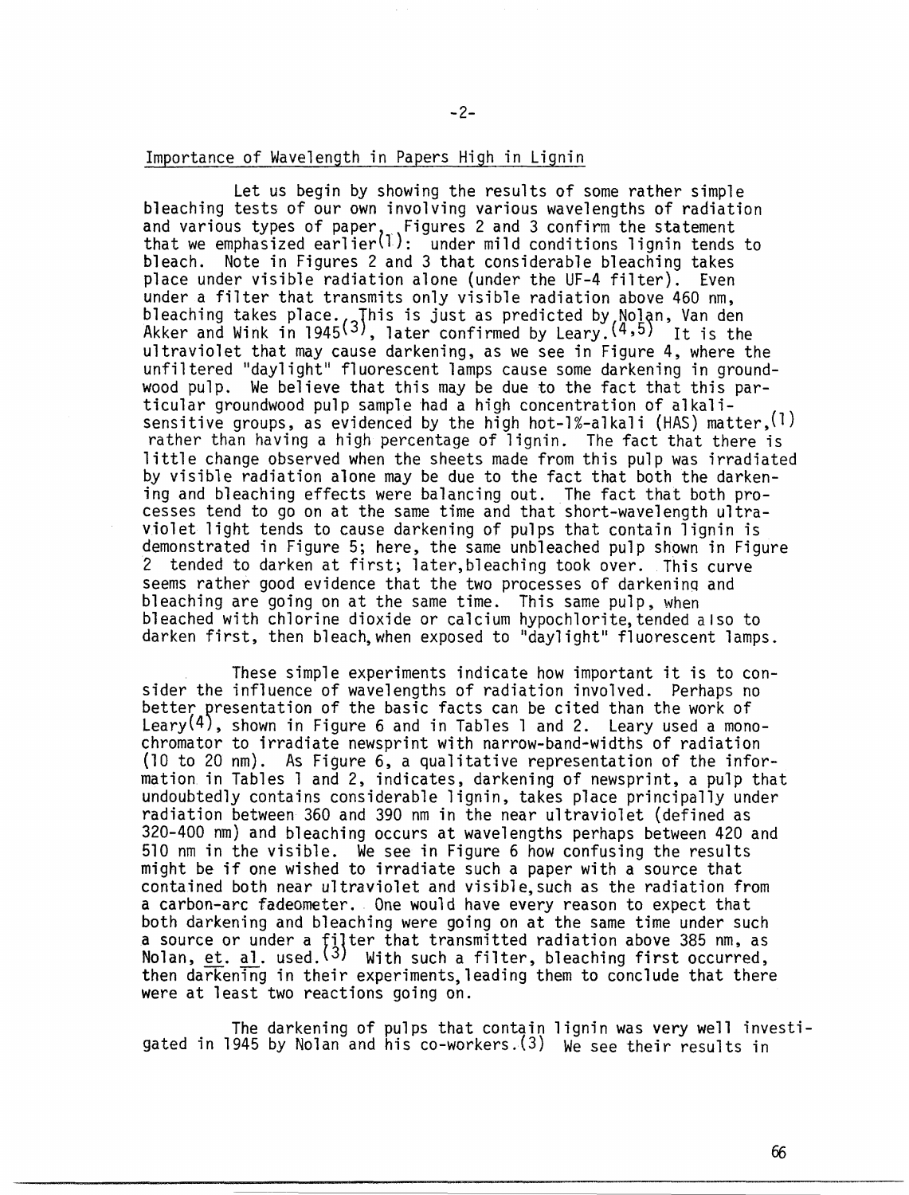## Importance of Wavelength in Papers High in Lignin

Let us begin by showing the results of some rather simple bleaching tests of our own involving various wavelengths of radiation and various types of paper. Figures 2 and 3 confirm the statement that we emphasized earlier[1]: under mild conditions lignin tends to bleach. Note in Figures 2 and 3 that considerable bleaching takes place under visible radiation alone (under the UF-4 filter). Even under a filter that transmits only visible radiation above 460 nm, bleaching takes place. This is just as predicted by Nolan, Van den Akker and Wink in 1945[3], later confirmed by Leary.[4,5] It is the ultraviolet that may cause darkening, as we see in Figure 4, where the unfiltered "daylight" fluorescent lamps cause some darkening in groundwood pulp. We believe that this may be due to the fact that this particular groundwood pulp sample had a high concentration of alkali-sensitive groups, as evidenced by the high hot-1%-alkali (HAS) matter,[1] rather than having a high percentage of lignin. The fact that there is little change observed when the sheets made from this pulp was irradiated by visible radiation alone may be due to the fact that both the darkening and bleaching effects were balancing out. The fact that both processes tend to go on at the same time and that short-wavelength ultraviolet light tends to cause darkening of pulps that contain lignin is demonstrated in Figure 5; here, the same unbleached pulp shown in Figure 2 tended to darken at first; later, bleaching took over. This curve seems rather good evidence that the two processes of darkening and bleaching are going on at the same time. This same pulp, when bleached with chlorine dioxide or calcium hypochlorite, tended also to darken first, then bleach, when exposed to "daylight" fluorescent lamps.

These simple experiments indicate how important it is to consider the influence of wavelengths of radiation involved. Perhaps no better presentation of the basic facts can be cited than the work of Leary[4], shown in Figure 6 and in Tables 1 and 2. Leary used a monochromator to irradiate newsprint with narrow-band-widths of radiation (10 to 20 nm). As Figure 6, a qualitative representation of the information in Tables 1 and 2, indicates, darkening of newsprint, a pulp that undoubtedly contains considerable lignin, takes place principally under radiation between 360 and 390 nm in the near ultraviolet (defined as 320-400 nm) and bleaching occurs at wavelengths perhaps between 420 and 510 nm in the visible. We see in Figure 6 how confusing the results might be if one wished to irradiate such a paper with a source that contained both near ultraviolet and visible, such as the radiation from a carbon-arc fadeometer. One would have every reason to expect that both darkening and bleaching were going on at the same time under such a source or under a filter that transmitted radiation above 385 nm, as Nolan, *et. al*. used.[3] With such a filter, bleaching first occurred, then darkening in their experiments, leading them to conclude that there were at least two reactions going on.

The darkening of pulps that contain lignin was very well investigated in 1945 by Nolan and his co-workers.[3] We see their results in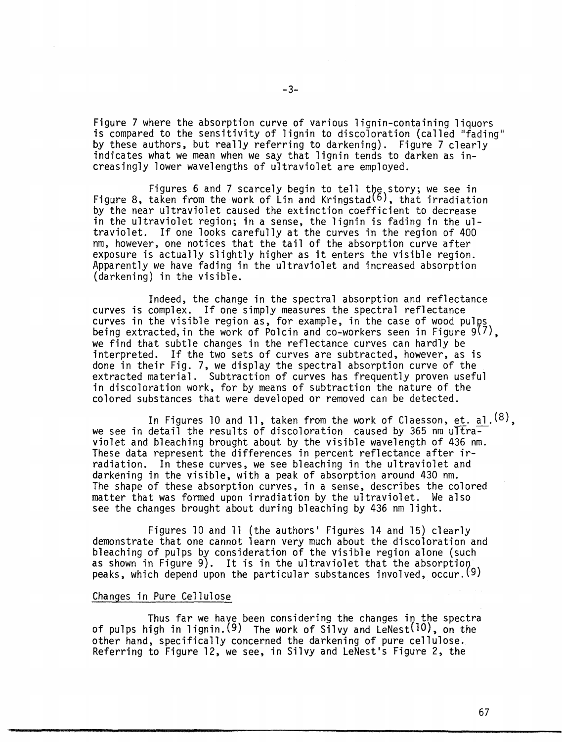Figure 7 where the absorption curve of various lignin-containing liquors is compared to the sensitivity of lignin to discoloration (called "fading" by these authors, but really referring to darkening). Figure 7 clearly indicates what we mean when we say that lignin tends to darken as increasingly lower wavelengths of ultraviolet are employed.

Figures 6 and 7 scarcely begin to tell the story; we see in Figure 8, taken from the work of Lin and Kringstad[6], that irradiation by the near ultraviolet caused the extinction coefficient to decrease in the ultraviolet region; in a sense, the lignin is fading in the ultraviolet. If one looks carefully at the curves in the region of 400 nm, however, one notices that the tail of the absorption curve after exposure is actually slightly higher as it enters the visible region. Apparently we have fading in the ultraviolet and increased absorption (darkening) in the visible.

Indeed, the change in the spectral absorption and reflectance curves is complex. If one simply measures the spectral reflectance curves in the visible region as, for example, in the case of wood pulps being extracted, in the work of Polcin and co-workers seen in Figure 9[7], we find that subtle changes in the reflectance curves can hardly be interpreted. If the two sets of curves are subtracted, however, as is done in their Fig. 7, we display the spectral absorption curve of the extracted material. Subtraction of curves has frequently proven useful in discoloration work, for by means of subtraction the nature of the colored substances that were developed or removed can be detected.

In Figures 10 and 11, taken from the work of Claesson, et. al.[8], we see in detail the results of discoloration caused by 365 nm ultraviolet and bleaching brought about by the visible wavelength of 436 nm. These data represent the differences in percent reflectance after irradiation. In these curves, we see bleaching in the ultraviolet and darkening in the visible, with a peak of absorption around 430 nm. The shape of these absorption curves, in a sense, describes the colored matter that was formed upon irradiation by the ultraviolet. We also see the changes brought about during bleaching by 436 nm light.

Figures 10 and 11 (the authors' Figures 14 and 15) clearly demonstrate that one cannot learn very much about the discoloration and bleaching of pulps by consideration of the visible region alone (such as shown in Figure 9). It is in the ultraviolet that the absorption peaks, which depend upon the particular substances involved, occur.[9]

## Changes in Pure Cellulose

Thus far we have been considering the changes in the spectra of pulps high in lignin.[9] The work of Silvy and LeNest[10], on the other hand, specifically concerned the darkening of pure cellulose. Referring to Figure 12, we see, in Silvy and LeNest's Figure 2, the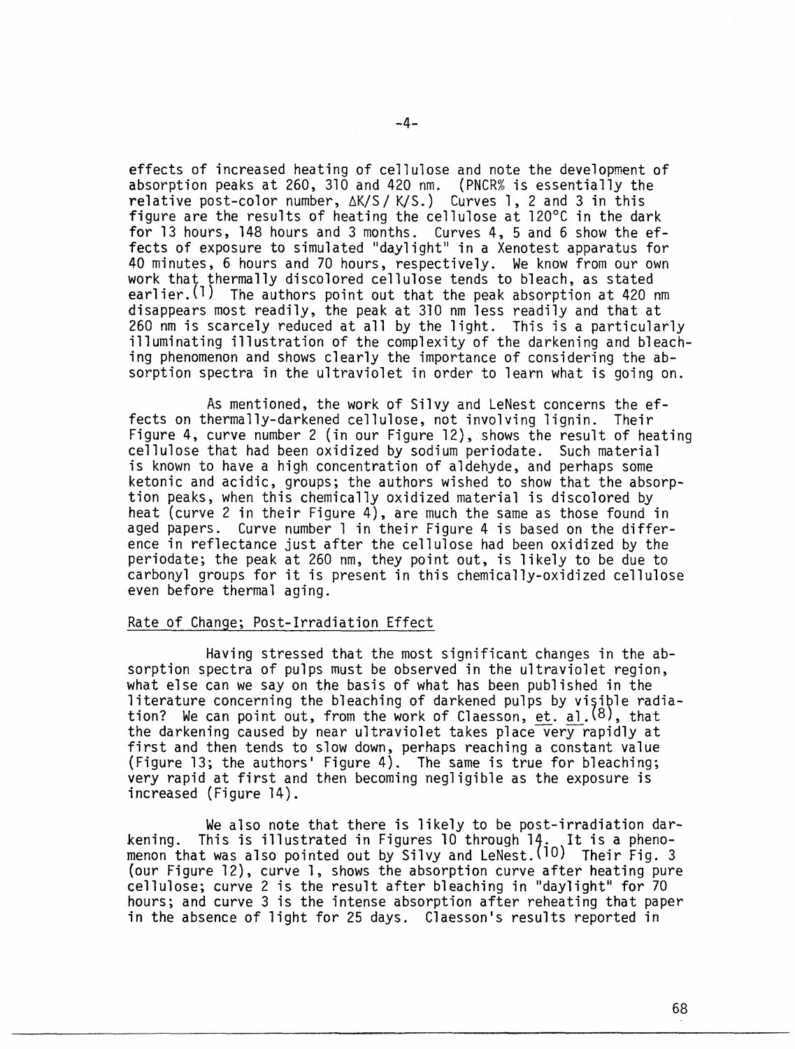effects of increased heating of cellulose and note the development of absorption peaks at 260, 310 and 420 nm. (PNCR% is essentially the relative post-color number, $\Delta K/S/ K/S$.) Curves 1, 2 and 3 in this figure are the results of heating the cellulose at 120°C in the dark for 13 hours, 148 hours and 3 months. Curves 4, 5 and 6 show the effects of exposure to simulated "daylight" in a Xenotest apparatus for 40 minutes, 6 hours and 70 hours, respectively. We know from our own work that thermally discolored cellulose tends to bleach, as stated earlier.[1] The authors point out that the peak absorption at 420 nm disappears most readily, the peak at 310 nm less readily and that at 260 nm is scarcely reduced at all by the light. This is a particularly illuminating illustration of the complexity of the darkening and bleaching phenomenon and shows clearly the importance of considering the absorption spectra in the ultraviolet in order to learn what is going on.

As mentioned, the work of Silvy and LeNest concerns the effects on thermally-darkened cellulose, not involving lignin. Their Figure 4, curve number 2 (in our Figure 12), shows the result of heating cellulose that had been oxidized by sodium periodate. Such material is known to have a high concentration of aldehyde, and perhaps some ketonic and acidic, groups; the authors wished to show that the absorption peaks, when this chemically oxidized material is discolored by heat (curve 2 in their Figure 4), are much the same as those found in aged papers. Curve number 1 in their Figure 4 is based on the difference in reflectance just after the cellulose had been oxidized by the periodate; the peak at 260 nm, they point out, is likely to be due to carbonyl groups for it is present in this chemically-oxidized cellulose even before thermal aging.

## Rate of Change; Post-Irradiation Effect

Having stressed that the most significant changes in the absorption spectra of pulps must be observed in the ultraviolet region, what else can we say on the basis of what has been published in the literature concerning the bleaching of darkened pulps by visible radiation? We can point out, from the work of Claesson, et. al.[8], that the darkening caused by near ultraviolet takes place very rapidly at first and then tends to slow down, perhaps reaching a constant value (Figure 13; the authors' Figure 4). The same is true for bleaching; very rapid at first and then becoming negligible as the exposure is increased (Figure 14).

We also note that there is likely to be post-irradiation darkening. This is illustrated in Figures 10 through 14. It is a phenomenon that was also pointed out by Silvy and LeNest.[10] Their Fig. 3 (our Figure 12), curve 1, shows the absorption curve after heating pure cellulose; curve 2 is the result after bleaching in "daylight" for 70 hours; and curve 3 is the intense absorption after reheating that paper in the absence of light for 25 days. Claesson's results reported in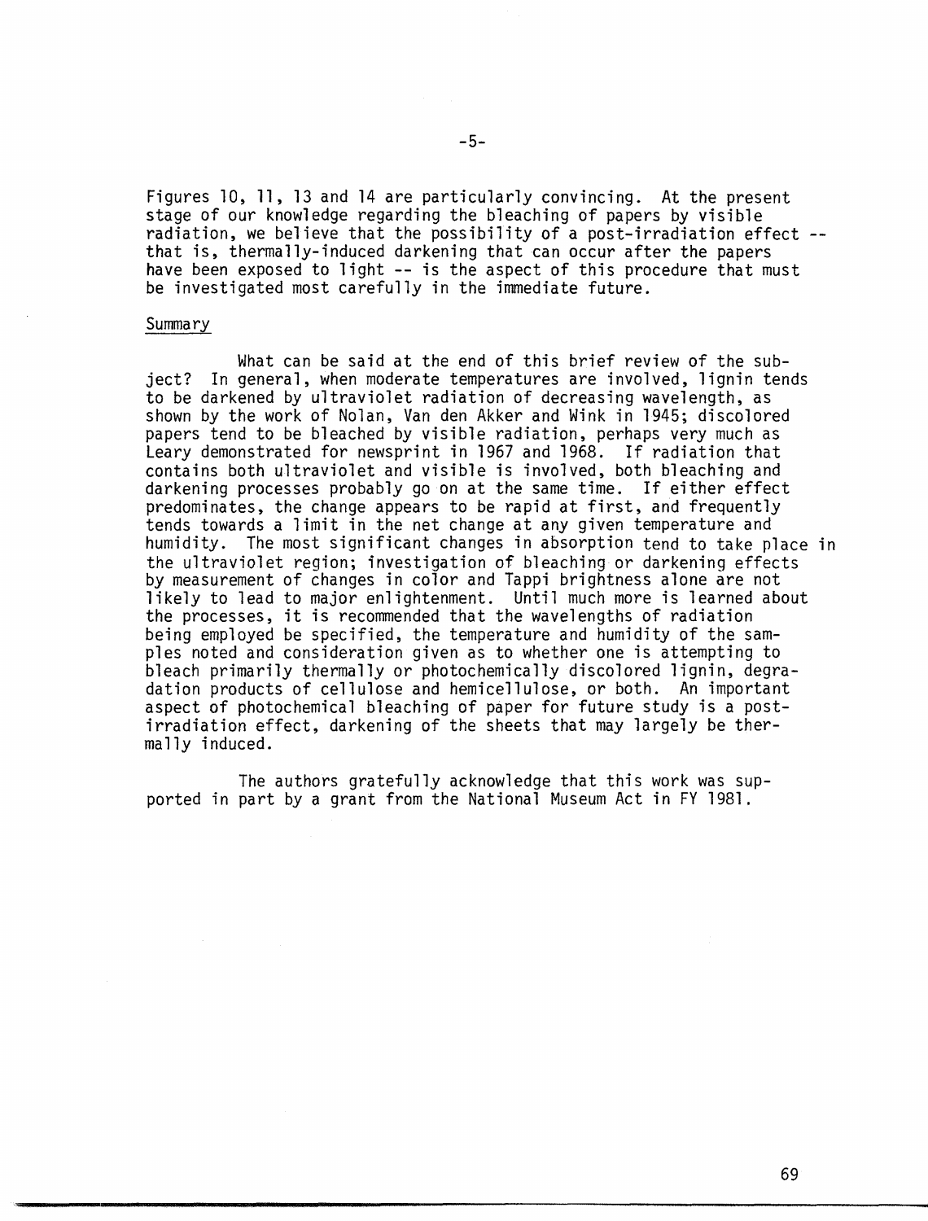Figures 10, 11, 13 and 14 are particularly convincing. At the present stage of our knowledge regarding the bleaching of papers by visible radiation, we believe that the possibility of a post-irradiation effect -- that is, thermally-induced darkening that can occur after the papers have been exposed to light -- is the aspect of this procedure that must be investigated most carefully in the immediate future.

## Summary

What can be said at the end of this brief review of the subject? In general, when moderate temperatures are involved, lignin tends to be darkened by ultraviolet radiation of decreasing wavelength, as shown by the work of Nolan, Van den Akker and Wink in 1945; discolored papers tend to be bleached by visible radiation, perhaps very much as Leary demonstrated for newsprint in 1967 and 1968. If radiation that contains both ultraviolet and visible is involved, both bleaching and darkening processes probably go on at the same time. If either effect predominates, the change appears to be rapid at first, and frequently tends towards a limit in the net change at any given temperature and humidity. The most significant changes in absorption tend to take place in the ultraviolet region; investigation of bleaching or darkening effects by measurement of changes in color and Tappi brightness alone are not likely to lead to major enlightenment. Until much more is learned about the processes, it is recommended that the wavelengths of radiation being employed be specified, the temperature and humidity of the samples noted and consideration given as to whether one is attempting to bleach primarily thermally or photochemically discolored lignin, degradation products of cellulose and hemicellulose, or both. An important aspect of photochemical bleaching of paper for future study is a post-irradiation effect, darkening of the sheets that may largely be thermally induced.

The authors gratefully acknowledge that this work was supported in part by a grant from the National Museum Act in FY 1981.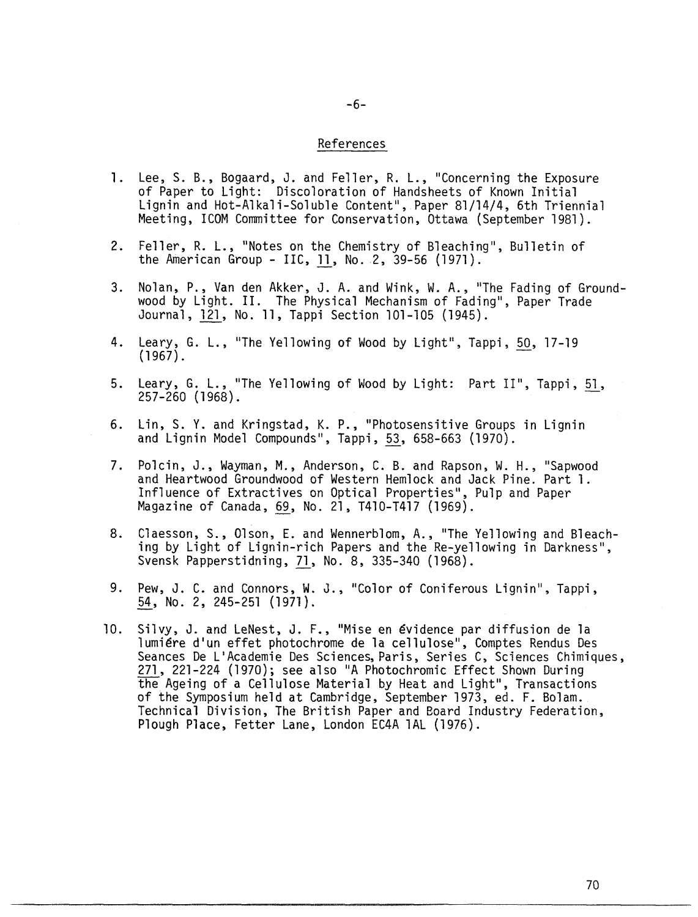## References

1. Lee, S. B., Bogaard, J. and Feller, R. L., "Concerning the Exposure of Paper to Light: Discoloration of Handsheets of Known Initial Lignin and Hot-Alkali-Soluble Content", Paper 81/14/4, 6th Triennial Meeting, ICOM Committee for Conservation, Ottawa (September 1981).

2. Feller, R. L., "Notes on the Chemistry of Bleaching", Bulletin of the American Group - IIC, 11, No. 2, 39-56 (1971).

3. Nolan, P., Van den Akker, J. A. and Wink, W. A., "The Fading of Groundwood by Light. II. The Physical Mechanism of Fading", Paper Trade Journal, 121, No. 11, Tappi Section 101-105 (1945).

4. Leary, G. L., "The Yellowing of Wood by Light", Tappi, 50, 17-19 (1967).

5. Leary, G. L., "The Yellowing of Wood by Light: Part II", Tappi, 51, 257-260 (1968).

6. Lin, S. Y. and Kringstad, K. P., "Photosensitive Groups in Lignin and Lignin Model Compounds", Tappi, 53, 658-663 (1970).

7. Polcin, J., Wayman, M., Anderson, C. B. and Rapson, W. H., "Sapwood and Heartwood Groundwood of Western Hemlock and Jack Pine. Part 1. Influence of Extractives on Optical Properties", Pulp and Paper Magazine of Canada, 69, No. 21, T410-T417 (1969).

8. Claesson, S., Olson, E. and Wennerblom, A., "The Yellowing and Bleaching by Light of Lignin-rich Papers and the Re-yellowing in Darkness", Svensk Papperstidning, 71, No. 8, 335-340 (1968).

9. Pew, J. C. and Connors, W. J., "Color of Coniferous Lignin", Tappi, 54, No. 2, 245-251 (1971).

10. Silvy, J. and LeNest, J. F., "Mise en évidence par diffusion de la lumiére d'un effet photochrome de la cellulose", Comptes Rendus Des Seances De L'Academie Des Sciences, Paris, Series C, Sciences Chimiques, 271, 221-224 (1970); see also "A Photochromic Effect Shown During the Ageing of a Cellulose Material by Heat and Light", Transactions of the Symposium held at Cambridge, September 1973, ed. F. Bolam. Technical Division, The British Paper and Board Industry Federation, Plough Place, Fetter Lane, London EC4A 1AL (1976).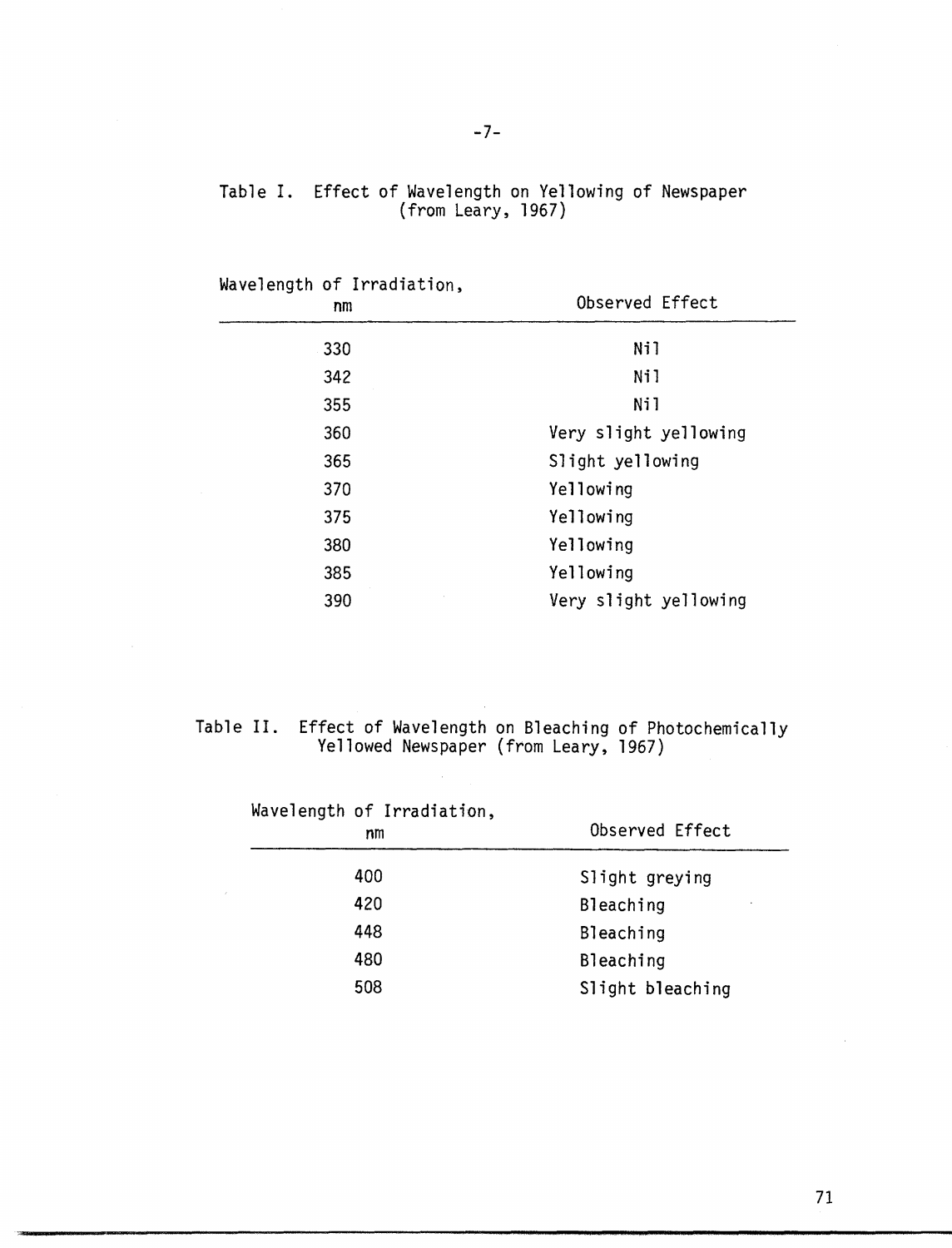Table I. Effect of Wavelength on Yellowing of Newspaper (from Leary, 1967)

| Wavelength of Irradiation, nm | Observed Effect |
|---|---|
| 330 | Nil |
| 342 | Nil |
| 355 | Nil |
| 360 | Very slight yellowing |
| 365 | Slight yellowing |
| 370 | Yellowing |
| 375 | Yellowing |
| 380 | Yellowing |
| 385 | Yellowing |
| 390 | Very slight yellowing |

Table II. Effect of Wavelength on Bleaching of Photochemically Yellowed Newspaper (from Leary, 1967)

| Wavelength of Irradiation, nm | Observed Effect |
|---|---|
| 400 | Slight greying |
| 420 | Bleaching |
| 448 | Bleaching |
| 480 | Bleaching |
| 508 | Slight bleaching |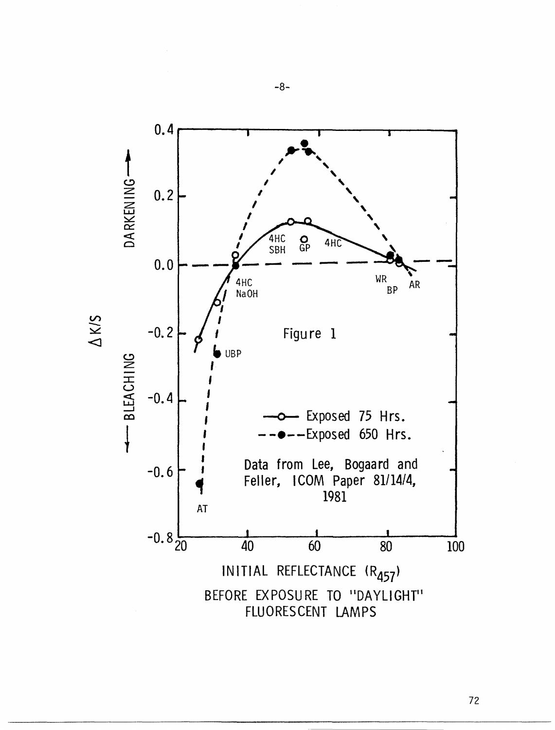0.4

0.2

0.0

-0.2

-0.4

-0.6

-0.8

DARKENING →

← BLEACHING

$\Delta$ K/S

20 40 60 80 100

4HC SBH

GP

4HC

4HC NaOH

WR BP

AR

UBP

AT

Figure 1

Exposed 75 Hrs.

Exposed 650 Hrs.

Data from Lee, Bogaard and Feller, ICOM Paper 81/14/4, 1981

INITIAL REFLECTANCE ($R_{457}$)

BEFORE EXPOSURE TO "DAYLIGHT" FLUORESCENT LAMPS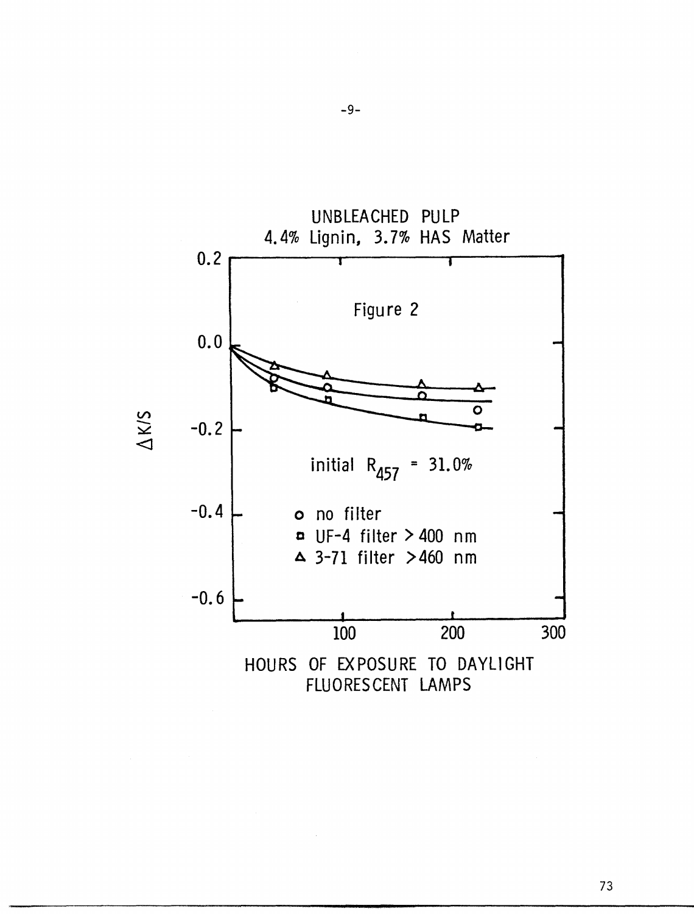UNBLEACHED PULP

4.4% Lignin, 3.7% HAS Matter

Figure 2

initial $R_{457}$ = 31.0%

o no filter

□ UF-4 filter > 400 nm

△ 3-71 filter >460 nm

$\Delta K/S$

0.2

0.0

-0.2

-0.4

-0.6

100

200

300

HOURS OF EXPOSURE TO DAYLIGHT FLUORESCENT LAMPS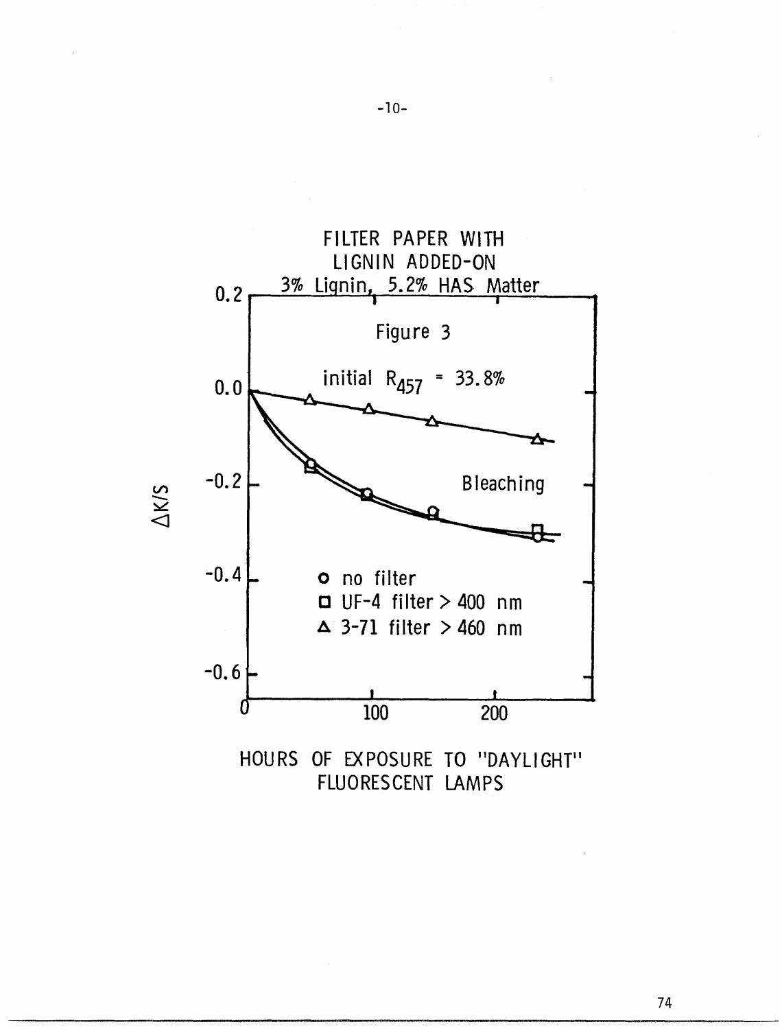FILTER PAPER WITH
LIGNIN ADDED-ON
3% Lignin, 5.2% HAS Matter

Figure 3

initial $R_{457}$ = 33.8%

Bleaching

o no filter
□ UF-4 filter > 400 nm
△ 3-71 filter > 460 nm

$\Delta K/S$

HOURS OF EXPOSURE TO "DAYLIGHT" FLUORESCENT LAMPS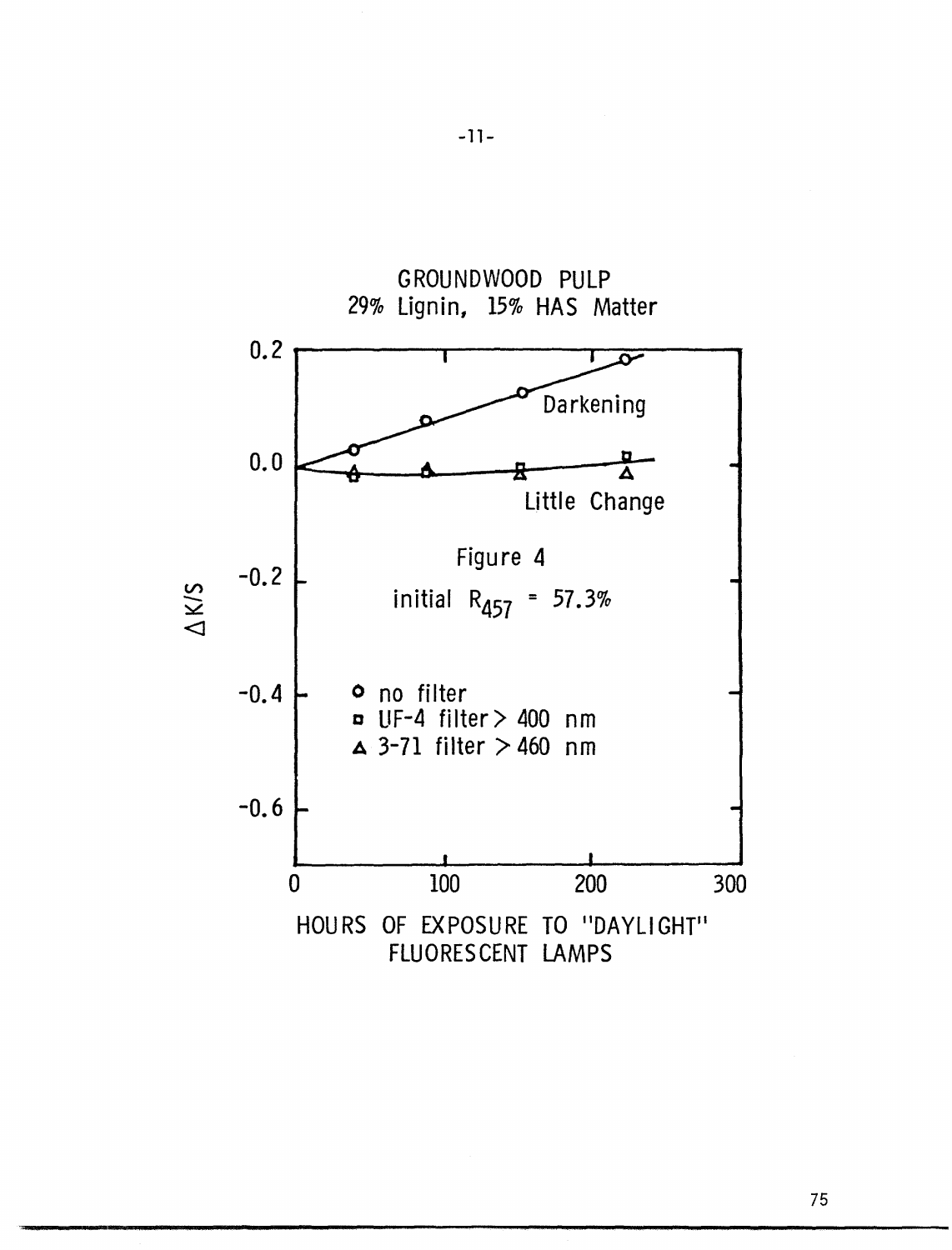GROUNDWOOD PULP
29% Lignin, 15% HAS Matter

0.2
0.0
-0.2
-0.4
-0.6

$\Delta K/S$

Darkening

Little Change

Figure 4

initial $R_{457}$ = 57.3%

o no filter
□ UF-4 filter > 400 nm
△ 3-71 filter > 460 nm

0
100
200
300

HOURS OF EXPOSURE TO "DAYLIGHT" FLUORESCENT LAMPS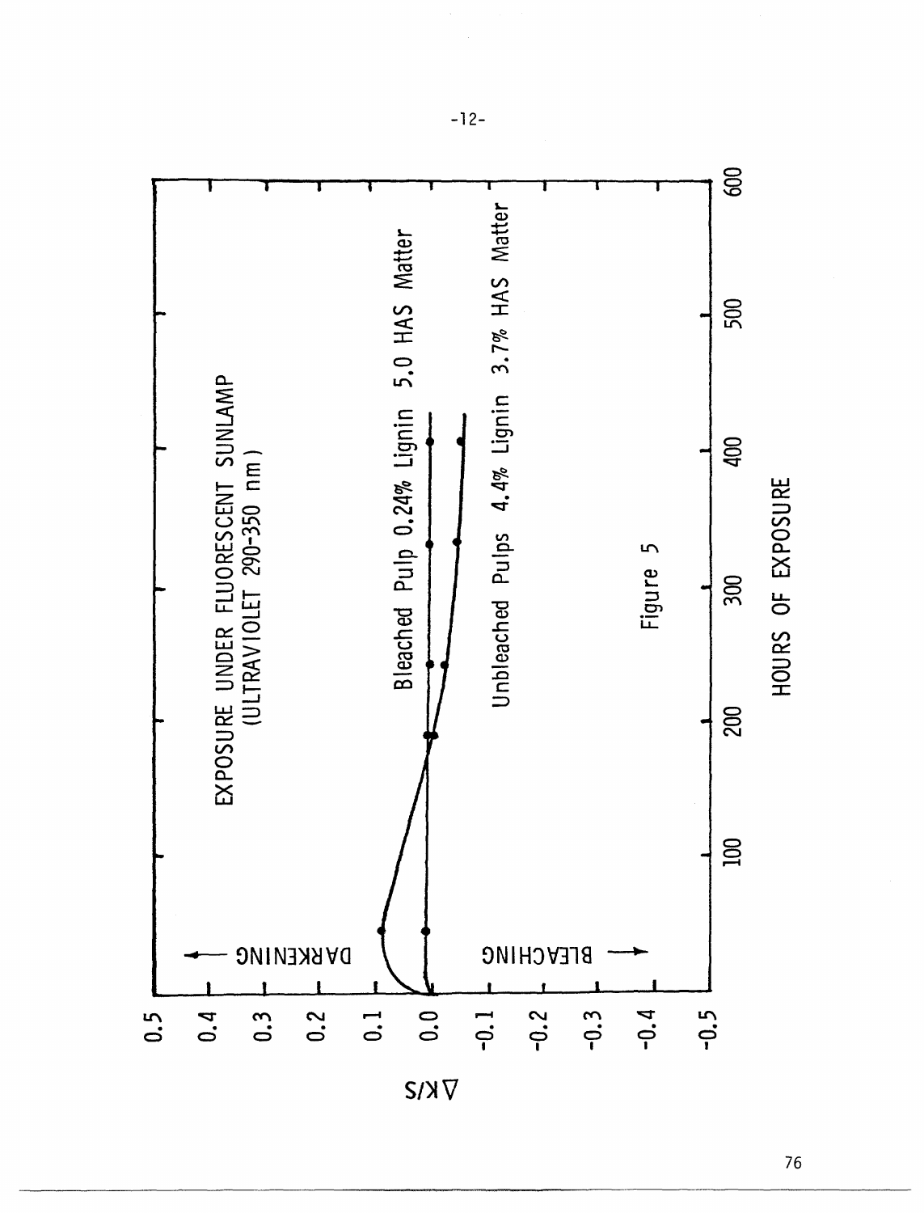EXPOSURE UNDER FLUORESCENT SUNLAMP
(ULTRAVIOLET 290-350 nm)

Bleached Pulp 0.24% Lignin 5.0 HAS Matter

Unbleached Pulps 4.4% Lignin 3.7% HAS Matter

DARKENING

BLEACHING

$\Delta$K/S

0.5
0.4
0.3
0.2
0.1
0.0
-0.1
-0.2
-0.3
-0.4
-0.5

100
200
300
400
500
600

HOURS OF EXPOSURE

Figure 5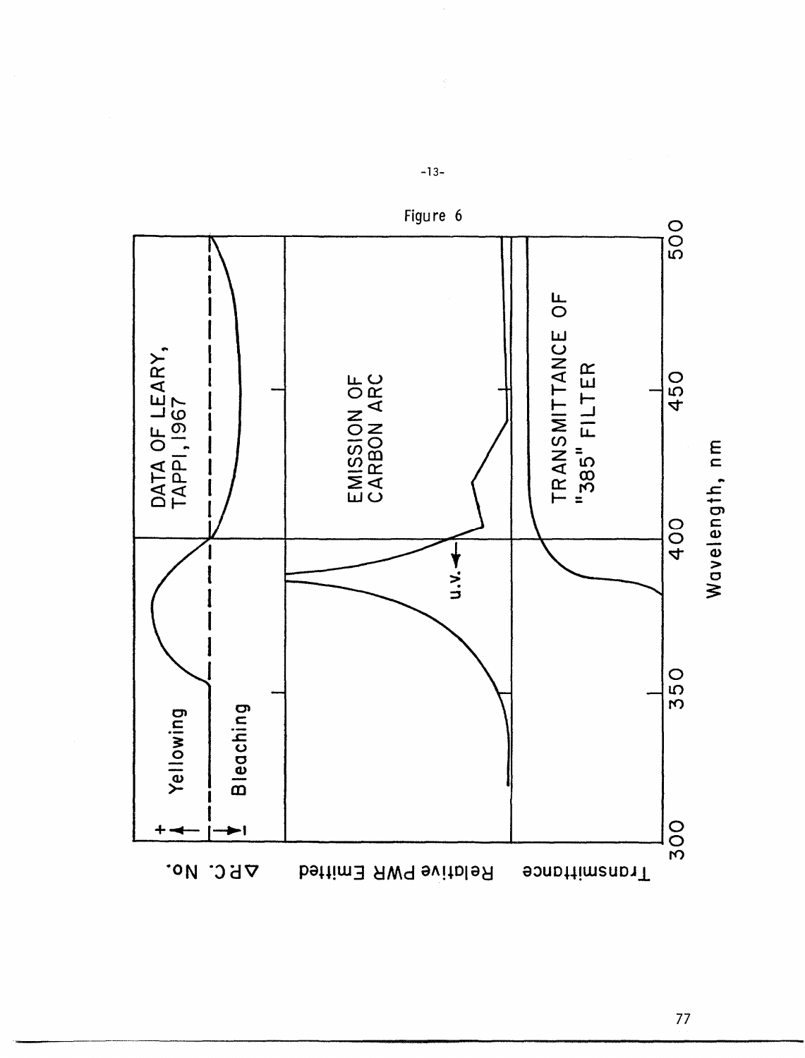Figure 6

ΔP.C. No.

+

−

Yellowing

Bleaching

DATA OF LEARY, TAPPI, 1967

Relative PWR Emitted

EMISSION OF CARBON ARC

u.v.

Transmittance

TRANSMITTANCE OF "385" FILTER

300

350

400

450

500

Wavelength, nm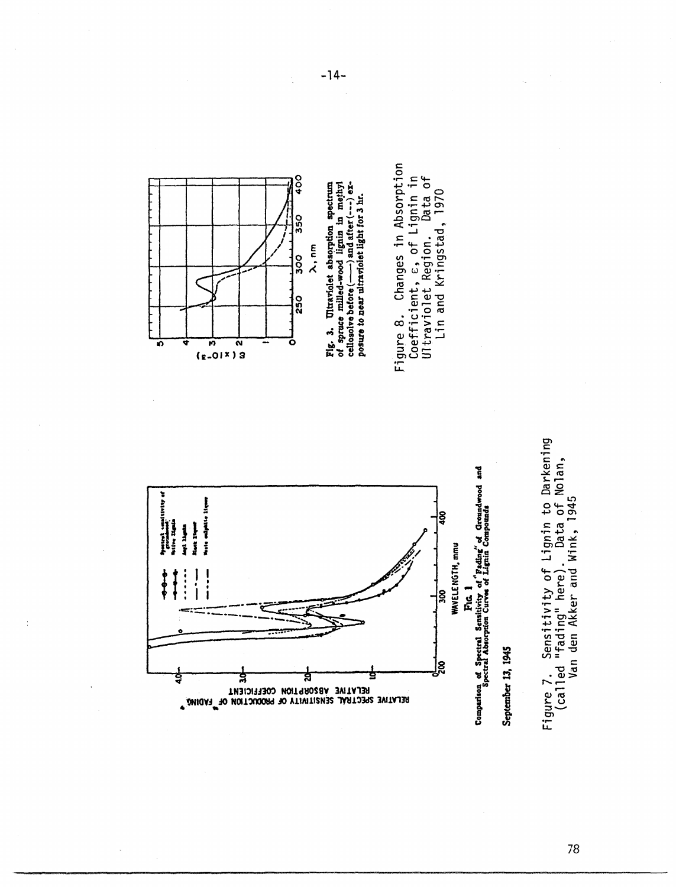RELATIVE SPECTRAL SENSITIVITY OF PRODUCTION OF FADING

RELATIVE ABSORPTION COEFFICIENT

4.0

3.0

2.0

1.0

0

200

300

400

WAVELENGTH, mmu

Spectral sensitivity of groundwood

Native lignin

Amyl lignin

Black liquor

Waste sulphite liquor

FIG. 1

Comparison of Spectral Sensitivity of "Fading" of Groundwood and Spectral Absorption Curves of Lignin Compounds

September 13, 1945

Figure 7. Sensitivity of Lignin to Darkening (called "fading" here). Data of Nolan, Van den Akker and Wink, 1945

ε (×10⁻³)

5

4

3

2

1

0

250

300

350

400

λ, nm

Fig. 3. Ultraviolet absorption spectrum of spruce milled-wood lignin in methyl cellosolve before (——) and after (---) exposure to near ultraviolet light for 3 hr.

Figure 8. Changes in Absorption Coefficient, ε, of Lignin in Ultraviolet Region. Data of Lin and Kringstad, 1970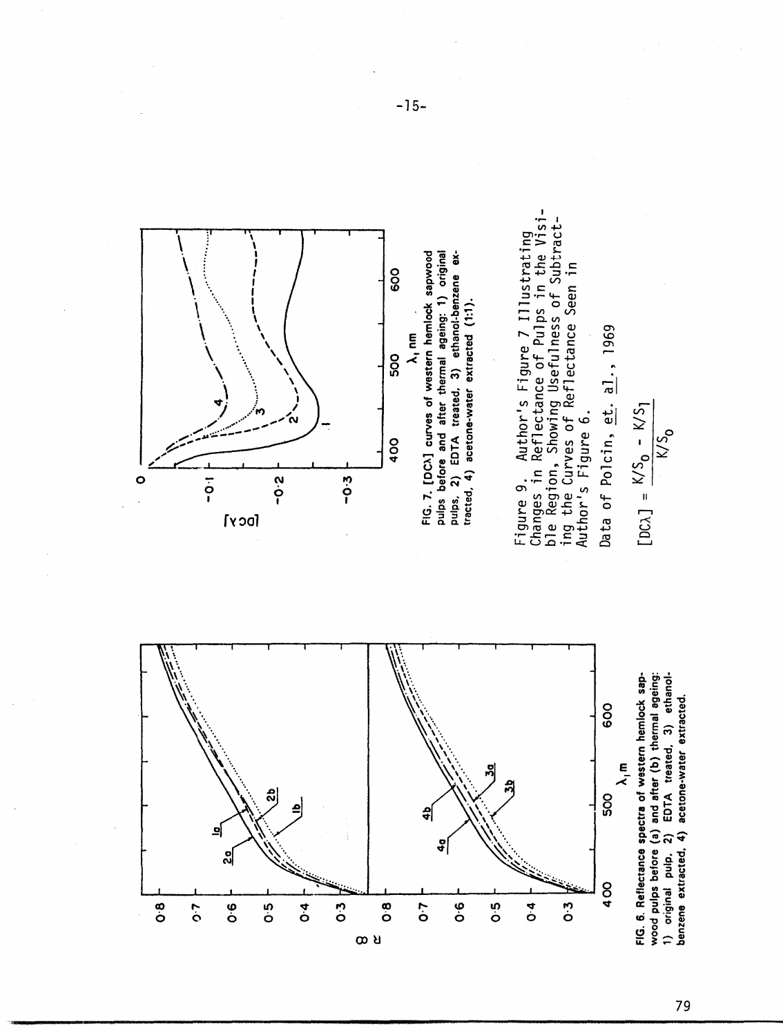0·8
0·7
0·6
0·5
0·4
0·3
$R_\infty$
1a
2a
2b
1b
0·8
0·7
0·6
0·5
0·4
0·3
4a
4b
3a
3b
400
500
600
λ, m

FIG. 6. Reflectance spectra of western hemlock sapwood pulps before (a) and after (b) thermal ageing: 1) original pulp, 2) EDTA treated, 3) ethanol-benzene extracted, 4) acetone-water extracted.

0
-0·1
-0·2
-0·3
[DCλ]
4
3
2
1
400
500
600
λ, nm

FIG. 7. [DCλ] curves of western hemlock sapwood pulps before and after thermal ageing: 1) original pulps, 2) EDTA treated, 3) ethanol-benzene extracted, 4) acetone-water extracted (1:1).

Figure 9. Author's Figure 7 Illustrating Changes in Reflectance of Pulps in the Visible Region, Showing Usefulness of Subtracting the Curves of Reflectance Seen in Author's Figure 6.

Data of Polcin, et. al., 1969

$$[DC\lambda] = \frac{K/S_0 - K/S_1}{K/S_0}$$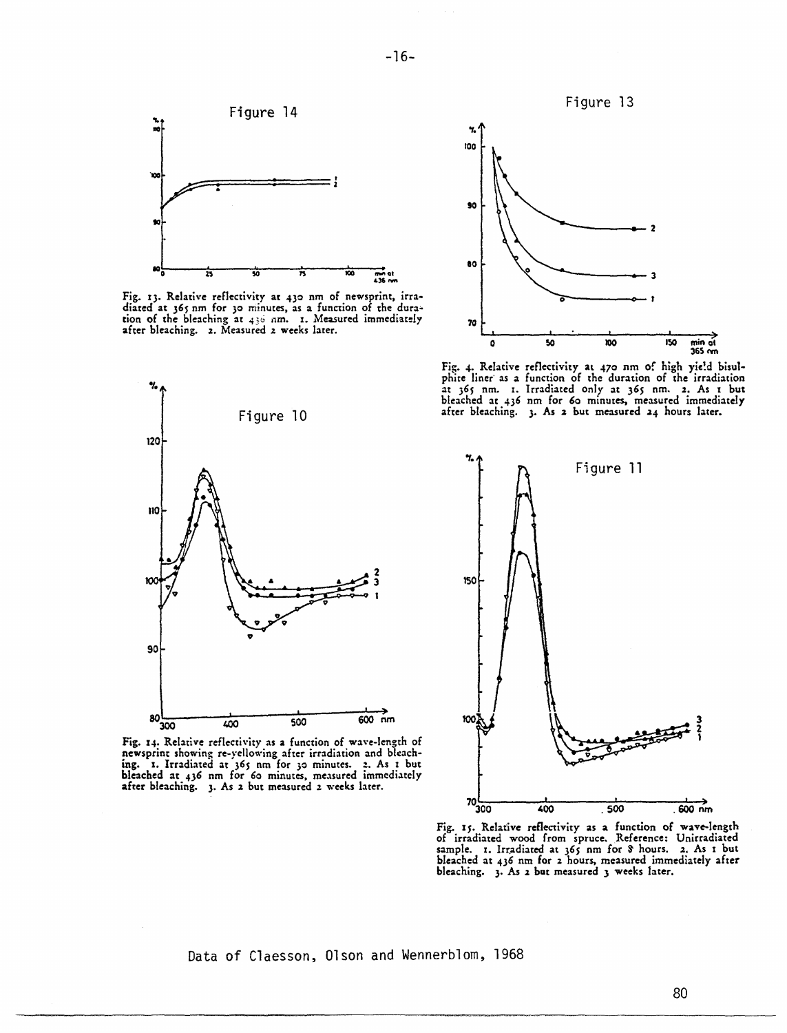Figure 14

%
110
100
90
80
0
25
50
75
100
min at 436 nm
1
2

Fig. 13. Relative reflectivity at 430 nm of newsprint, irradiated at 365 nm for 30 minutes, as a function of the duration of the bleaching at 436 nm. 1. Measured immediately after bleaching. 2. Measured 2 weeks later.

Figure 13

%
100
90
80
70
0
50
100
150
min at 365 nm
2
3
1

Fig. 4. Relative reflectivity at 470 nm of high yield bisulphite liner as a function of the duration of the irradiation at 365 nm. 1. Irradiated only at 365 nm. 2. As 1 but bleached at 436 nm for 60 minutes, measured immediately after bleaching. 3. As 2 but measured 24 hours later.

Figure 10

%
120
110
100
90
80
300
400
500
600 nm
2
3
1

Fig. 14. Relative reflectivity as a function of wave-length of newsprint showing re-yellowing after irradiation and bleaching. 1. Irradiated at 365 nm for 30 minutes. 2. As 1 but bleached at 436 nm for 60 minutes, measured immediately after bleaching. 3. As 2 but measured 2 weeks later.

Figure 11

%
150
100
70
300
400
500
600 nm
3
2
1

Fig. 15. Relative reflectivity as a function of wave-length of irradiated wood from spruce. Reference: Unirradiated sample. 1. Irradiated at 365 nm for 8 hours. 2. As 1 but bleached at 436 nm for 2 hours, measured immediately after bleaching. 3. As 2 but measured 3 weeks later.

Data of Claesson, Olson and Wennerblom, 1968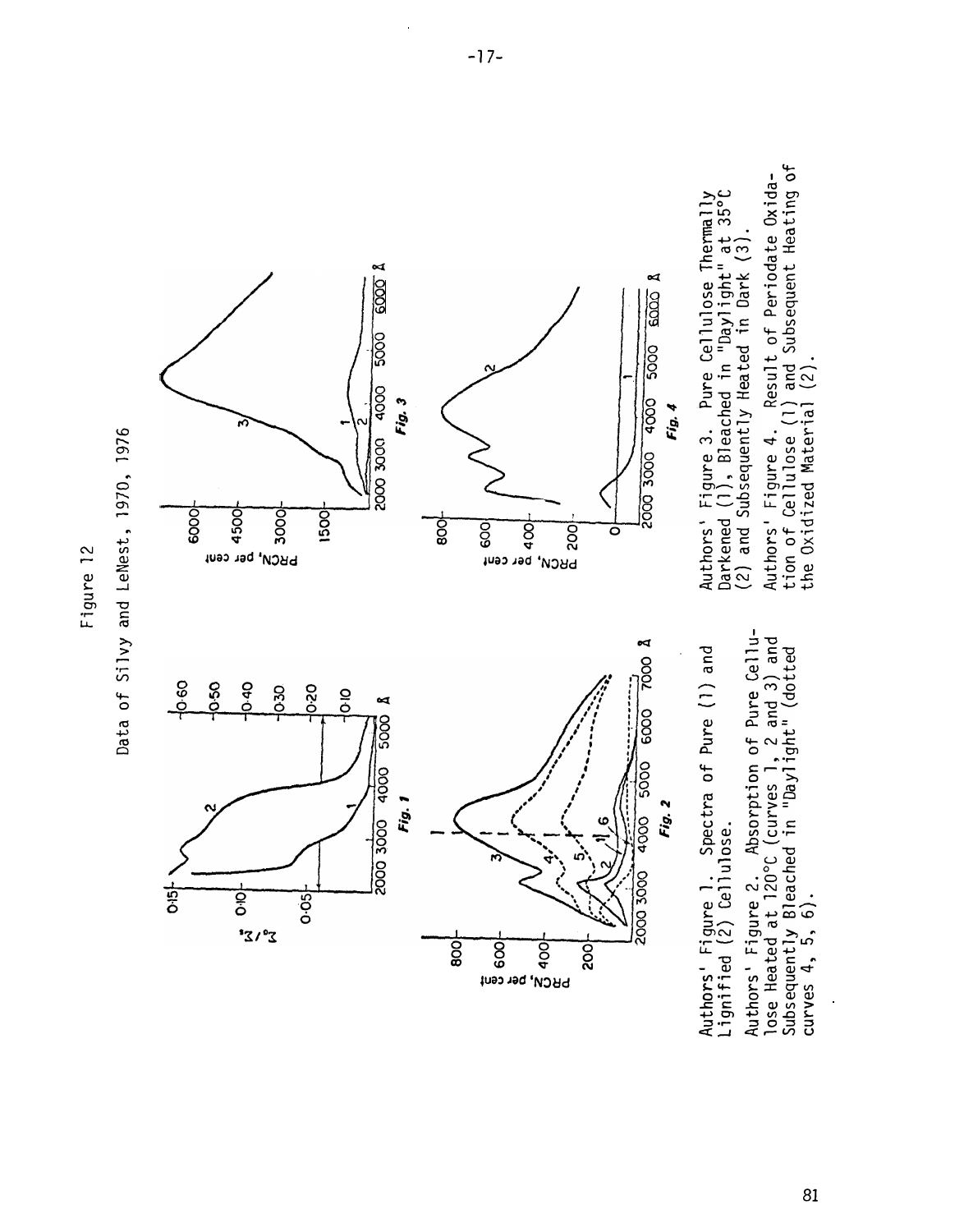Figure 12

Data of Silvy and LeNest, 1970, 1976

$\varepsilon_o/\varepsilon_s$

0.15
0.10
0.05

0.60
0.50
0.40
0.30
0.20
0.10

2000 3000 4000 5000 Å

Fig. 1

PRCN, per cent

800
600
400
200

2000 3000 4000 5000 6000 7000 Å

Fig. 2

Authors' Figure 1. Spectra of Pure (1) and Lignified (2) Cellulose.

Authors' Figure 2. Absorption of Pure Cellulose Heated at 120°C (curves 1, 2 and 3) and Subsequently Bleached in "Daylight" (dotted curves 4, 5, 6).

PRCN, per cent

6000
4500
3000
1500

2000 3000 4000 5000 6000 Å

Fig. 3

PRCN, per cent

800
600
400
200
0

2000 3000 4000 5000 6000 Å

Fig. 4

Authors' Figure 3. Pure Cellulose Thermally Darkened (1), Bleached in "Daylight" at 35°C (2) and Subsequently Heated in Dark (3).

Authors' Figure 4. Result of Periodate Oxidation of Cellulose (1) and Subsequent Heating of the Oxidized Material (2).